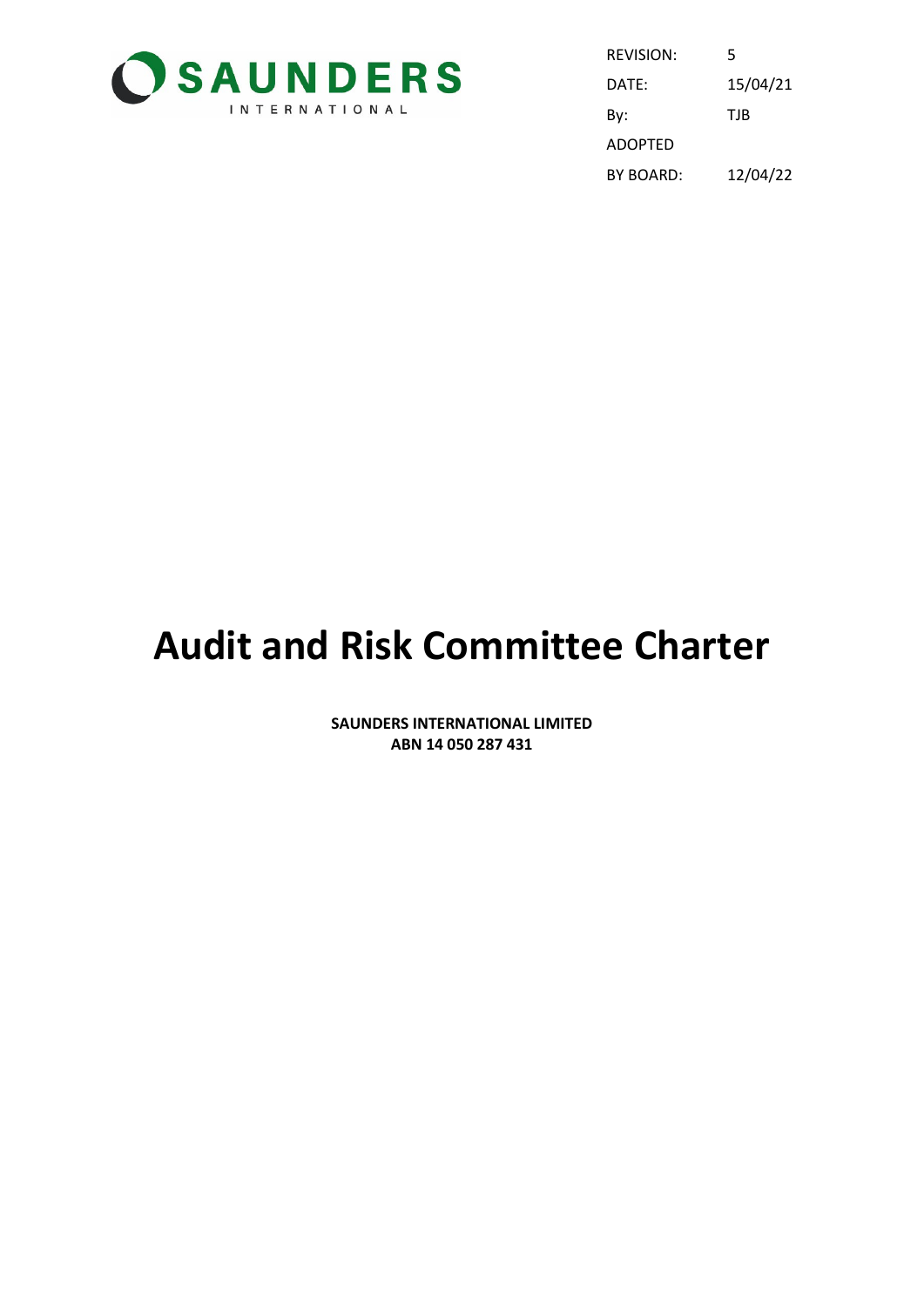SAUNDERS INTERNATIONAL

| REVISION: | 5 |
| --- | --- |
| DATE: | 15/04/21 |
| By: | TJB |
| ADOPTED BY BOARD: | 12/04/22 |

# Audit and Risk Committee Charter

**SAUNDERS INTERNATIONAL LIMITED**
**ABN 14 050 287 431**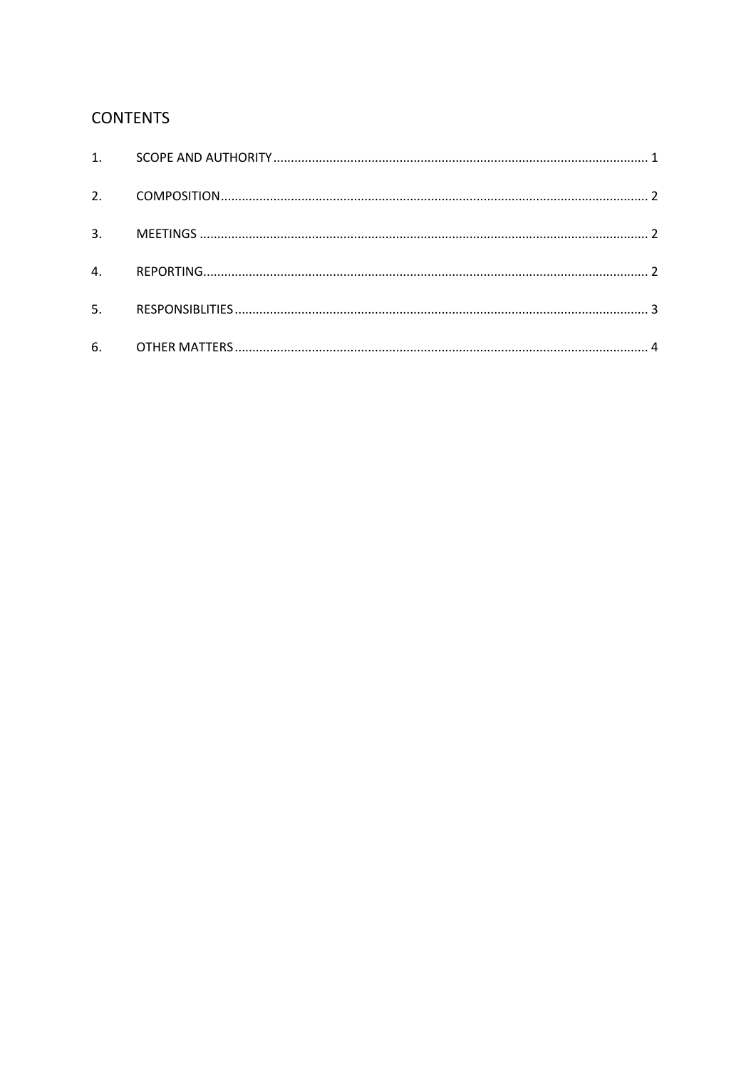## CONTENTS

1. SCOPE AND AUTHORITY ........................................................................................................ 1
2. COMPOSITION ........................................................................................................................ 2
3. MEETINGS ............................................................................................................................... 2
4. REPORTING ............................................................................................................................ 2
5. RESPONSIBLITIES .................................................................................................................. 3
6. OTHER MATTERS ................................................................................................................... 4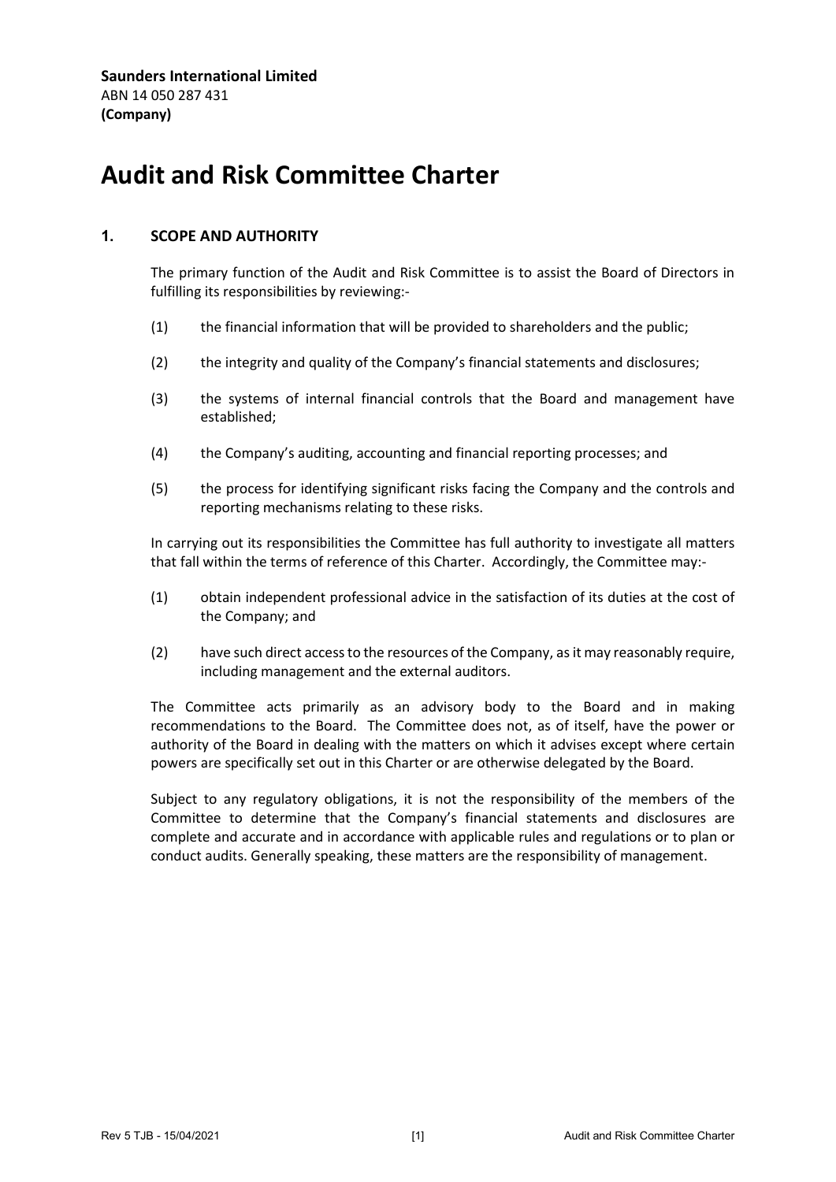**Saunders International Limited**
ABN 14 050 287 431
**(Company)**

# Audit and Risk Committee Charter

## 1. SCOPE AND AUTHORITY

The primary function of the Audit and Risk Committee is to assist the Board of Directors in fulfilling its responsibilities by reviewing:-

(1) the financial information that will be provided to shareholders and the public;

(2) the integrity and quality of the Company's financial statements and disclosures;

(3) the systems of internal financial controls that the Board and management have established;

(4) the Company's auditing, accounting and financial reporting processes; and

(5) the process for identifying significant risks facing the Company and the controls and reporting mechanisms relating to these risks.

In carrying out its responsibilities the Committee has full authority to investigate all matters that fall within the terms of reference of this Charter. Accordingly, the Committee may:-

(1) obtain independent professional advice in the satisfaction of its duties at the cost of the Company; and

(2) have such direct access to the resources of the Company, as it may reasonably require, including management and the external auditors.

The Committee acts primarily as an advisory body to the Board and in making recommendations to the Board. The Committee does not, as of itself, have the power or authority of the Board in dealing with the matters on which it advises except where certain powers are specifically set out in this Charter or are otherwise delegated by the Board.

Subject to any regulatory obligations, it is not the responsibility of the members of the Committee to determine that the Company's financial statements and disclosures are complete and accurate and in accordance with applicable rules and regulations or to plan or conduct audits. Generally speaking, these matters are the responsibility of management.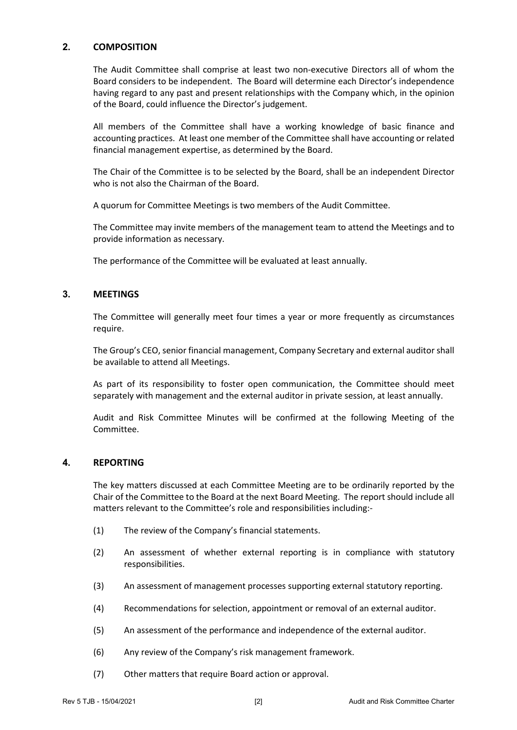## 2. COMPOSITION

The Audit Committee shall comprise at least two non-executive Directors all of whom the Board considers to be independent. The Board will determine each Director's independence having regard to any past and present relationships with the Company which, in the opinion of the Board, could influence the Director's judgement.

All members of the Committee shall have a working knowledge of basic finance and accounting practices. At least one member of the Committee shall have accounting or related financial management expertise, as determined by the Board.

The Chair of the Committee is to be selected by the Board, shall be an independent Director who is not also the Chairman of the Board.

A quorum for Committee Meetings is two members of the Audit Committee.

The Committee may invite members of the management team to attend the Meetings and to provide information as necessary.

The performance of the Committee will be evaluated at least annually.

## 3. MEETINGS

The Committee will generally meet four times a year or more frequently as circumstances require.

The Group's CEO, senior financial management, Company Secretary and external auditor shall be available to attend all Meetings.

As part of its responsibility to foster open communication, the Committee should meet separately with management and the external auditor in private session, at least annually.

Audit and Risk Committee Minutes will be confirmed at the following Meeting of the Committee.

## 4. REPORTING

The key matters discussed at each Committee Meeting are to be ordinarily reported by the Chair of the Committee to the Board at the next Board Meeting. The report should include all matters relevant to the Committee's role and responsibilities including:-

(1) The review of the Company's financial statements.

(2) An assessment of whether external reporting is in compliance with statutory responsibilities.

(3) An assessment of management processes supporting external statutory reporting.

(4) Recommendations for selection, appointment or removal of an external auditor.

(5) An assessment of the performance and independence of the external auditor.

(6) Any review of the Company's risk management framework.

(7) Other matters that require Board action or approval.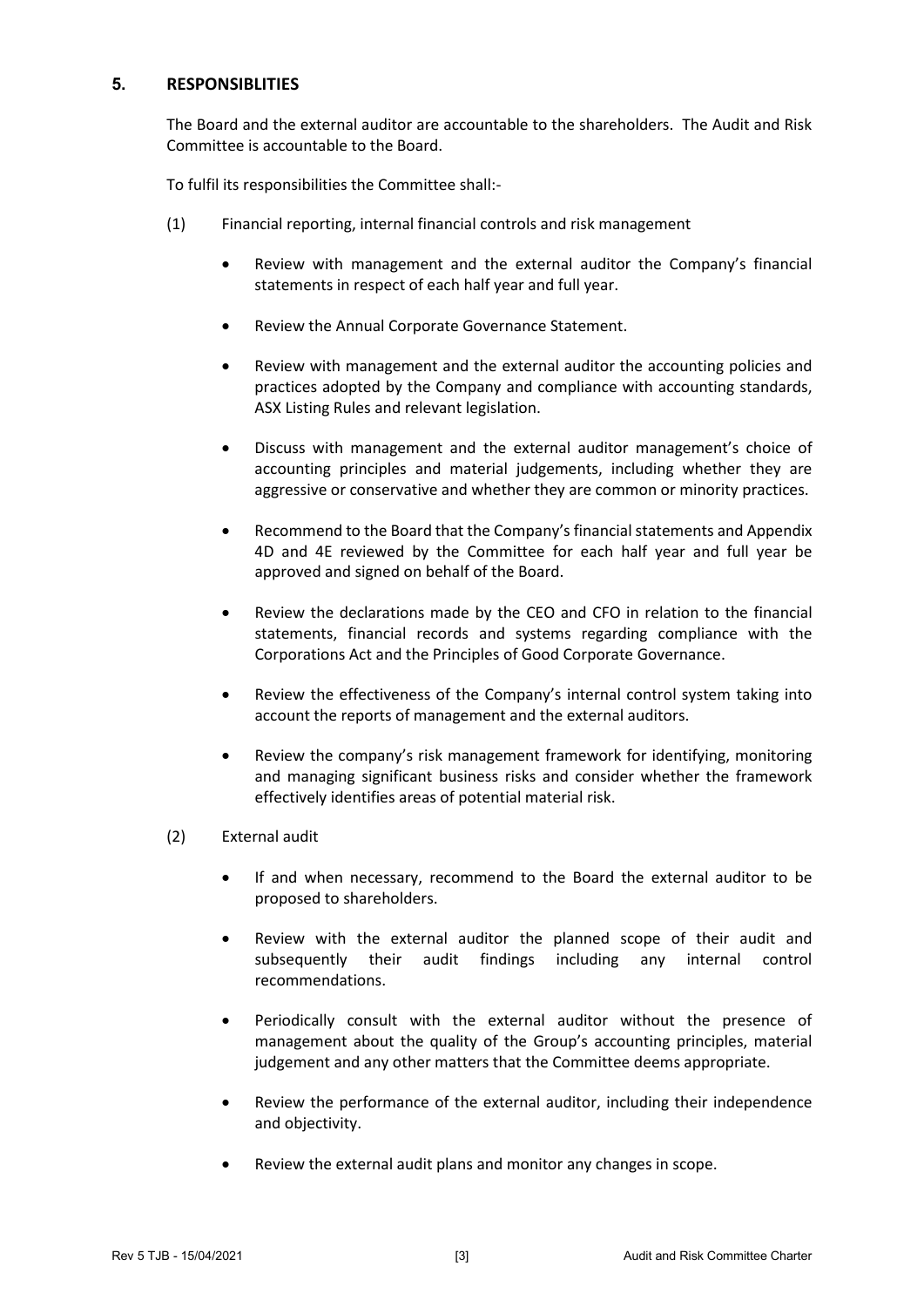## 5. RESPONSIBLITIES

The Board and the external auditor are accountable to the shareholders. The Audit and Risk Committee is accountable to the Board.

To fulfil its responsibilities the Committee shall:-

(1) Financial reporting, internal financial controls and risk management

- Review with management and the external auditor the Company's financial statements in respect of each half year and full year.
- Review the Annual Corporate Governance Statement.
- Review with management and the external auditor the accounting policies and practices adopted by the Company and compliance with accounting standards, ASX Listing Rules and relevant legislation.
- Discuss with management and the external auditor management's choice of accounting principles and material judgements, including whether they are aggressive or conservative and whether they are common or minority practices.
- Recommend to the Board that the Company's financial statements and Appendix 4D and 4E reviewed by the Committee for each half year and full year be approved and signed on behalf of the Board.
- Review the declarations made by the CEO and CFO in relation to the financial statements, financial records and systems regarding compliance with the Corporations Act and the Principles of Good Corporate Governance.
- Review the effectiveness of the Company's internal control system taking into account the reports of management and the external auditors.
- Review the company's risk management framework for identifying, monitoring and managing significant business risks and consider whether the framework effectively identifies areas of potential material risk.

(2) External audit

- If and when necessary, recommend to the Board the external auditor to be proposed to shareholders.
- Review with the external auditor the planned scope of their audit and subsequently their audit findings including any internal control recommendations.
- Periodically consult with the external auditor without the presence of management about the quality of the Group's accounting principles, material judgement and any other matters that the Committee deems appropriate.
- Review the performance of the external auditor, including their independence and objectivity.
- Review the external audit plans and monitor any changes in scope.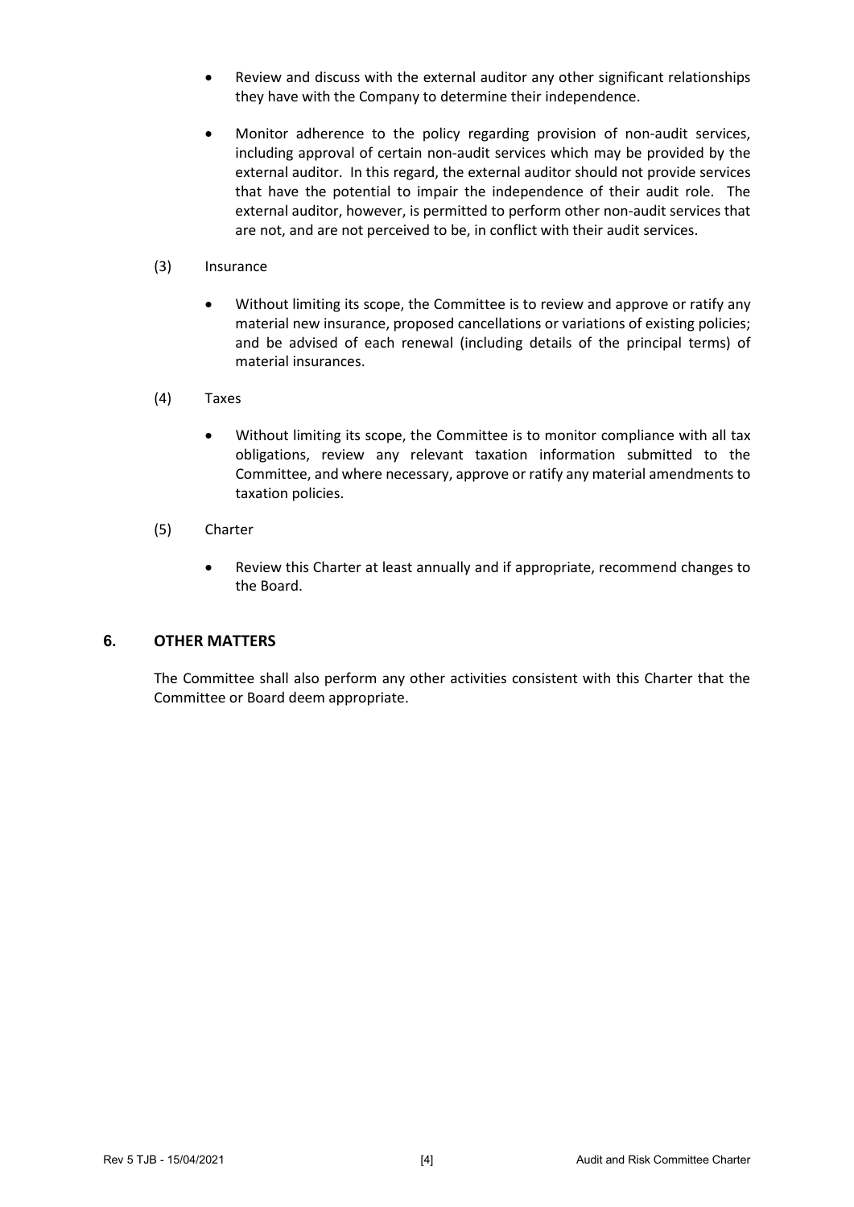- Review and discuss with the external auditor any other significant relationships they have with the Company to determine their independence.

- Monitor adherence to the policy regarding provision of non-audit services, including approval of certain non-audit services which may be provided by the external auditor. In this regard, the external auditor should not provide services that have the potential to impair the independence of their audit role. The external auditor, however, is permitted to perform other non-audit services that are not, and are not perceived to be, in conflict with their audit services.

(3) Insurance

- Without limiting its scope, the Committee is to review and approve or ratify any material new insurance, proposed cancellations or variations of existing policies; and be advised of each renewal (including details of the principal terms) of material insurances.

(4) Taxes

- Without limiting its scope, the Committee is to monitor compliance with all tax obligations, review any relevant taxation information submitted to the Committee, and where necessary, approve or ratify any material amendments to taxation policies.

(5) Charter

- Review this Charter at least annually and if appropriate, recommend changes to the Board.

## 6. OTHER MATTERS

The Committee shall also perform any other activities consistent with this Charter that the Committee or Board deem appropriate.